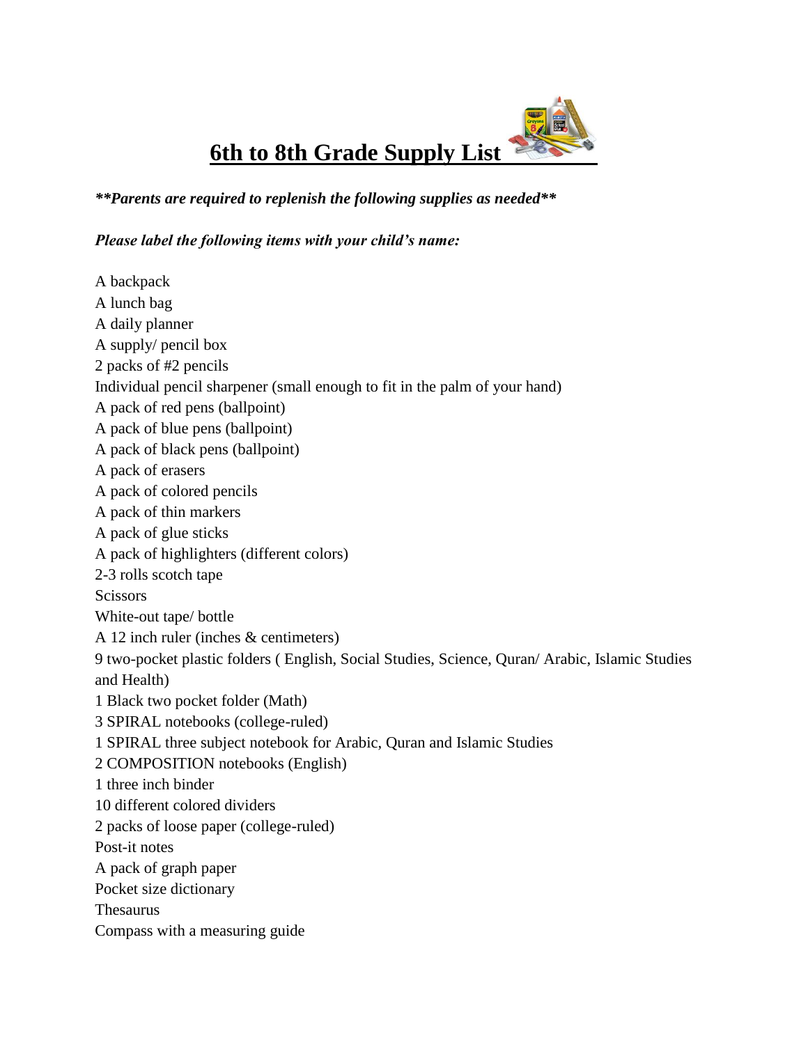# 6th to 8th Grade Supply List

***\*\*Parents are required to replenish the following supplies as needed\*\****

***Please label the following items with your child's name:***

A backpack
A lunch bag
A daily planner
A supply/ pencil box
2 packs of #2 pencils
Individual pencil sharpener (small enough to fit in the palm of your hand)
A pack of red pens (ballpoint)
A pack of blue pens (ballpoint)
A pack of black pens (ballpoint)
A pack of erasers
A pack of colored pencils
A pack of thin markers
A pack of glue sticks
A pack of highlighters (different colors)
2-3 rolls scotch tape
Scissors
White-out tape/ bottle
A 12 inch ruler (inches & centimeters)
9 two-pocket plastic folders ( English, Social Studies, Science, Quran/ Arabic, Islamic Studies and Health)
1 Black two pocket folder (Math)
3 SPIRAL notebooks (college-ruled)
1 SPIRAL three subject notebook for Arabic, Quran and Islamic Studies
2 COMPOSITION notebooks (English)
1 three inch binder
10 different colored dividers
2 packs of loose paper (college-ruled)
Post-it notes
A pack of graph paper
Pocket size dictionary
Thesaurus
Compass with a measuring guide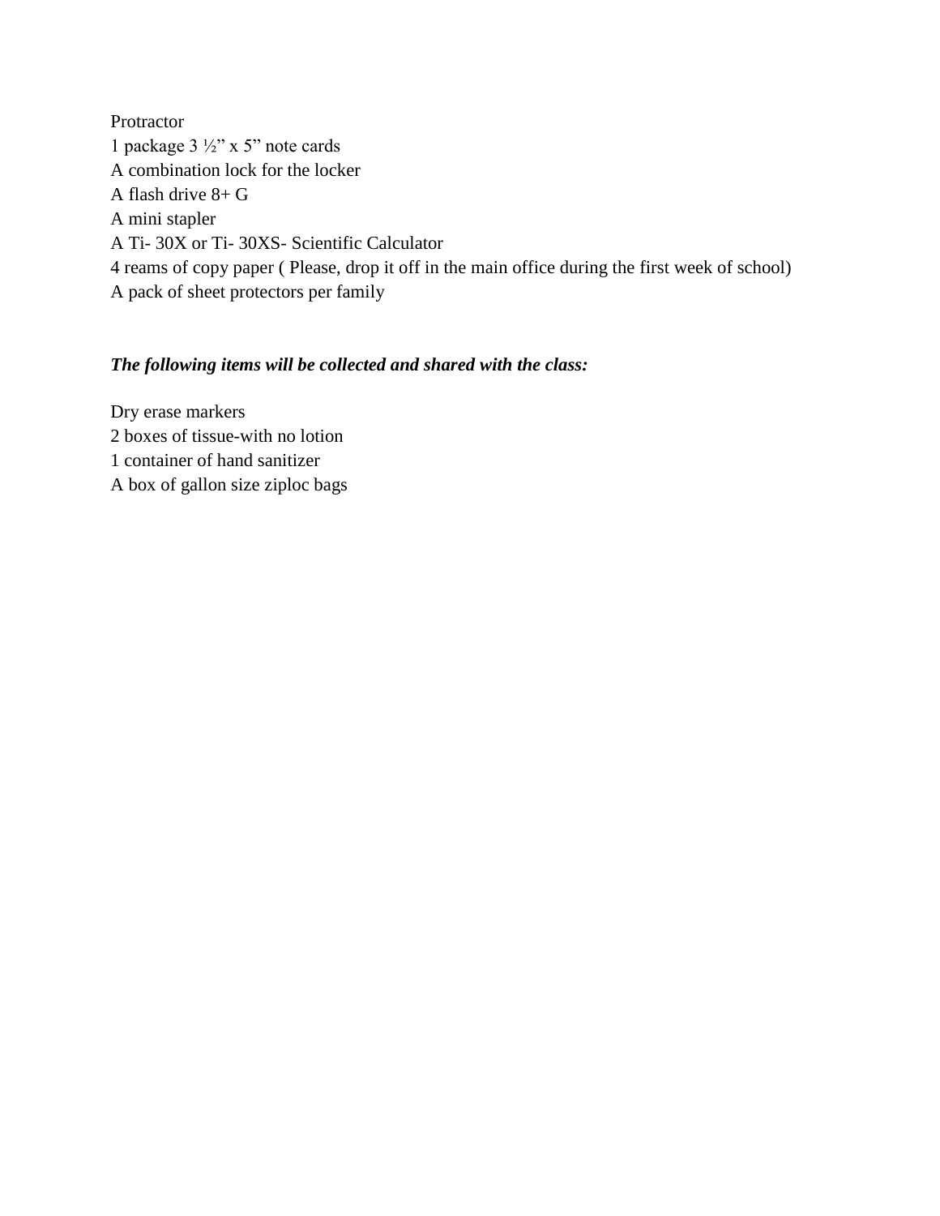Protractor
1 package 3 ½" x 5" note cards
A combination lock for the locker
A flash drive 8+ G
A mini stapler
A Ti- 30X or Ti- 30XS- Scientific Calculator
4 reams of copy paper ( Please, drop it off in the main office during the first week of school)
A pack of sheet protectors per family

***The following items will be collected and shared with the class:***

Dry erase markers
2 boxes of tissue-with no lotion
1 container of hand sanitizer
A box of gallon size ziploc bags